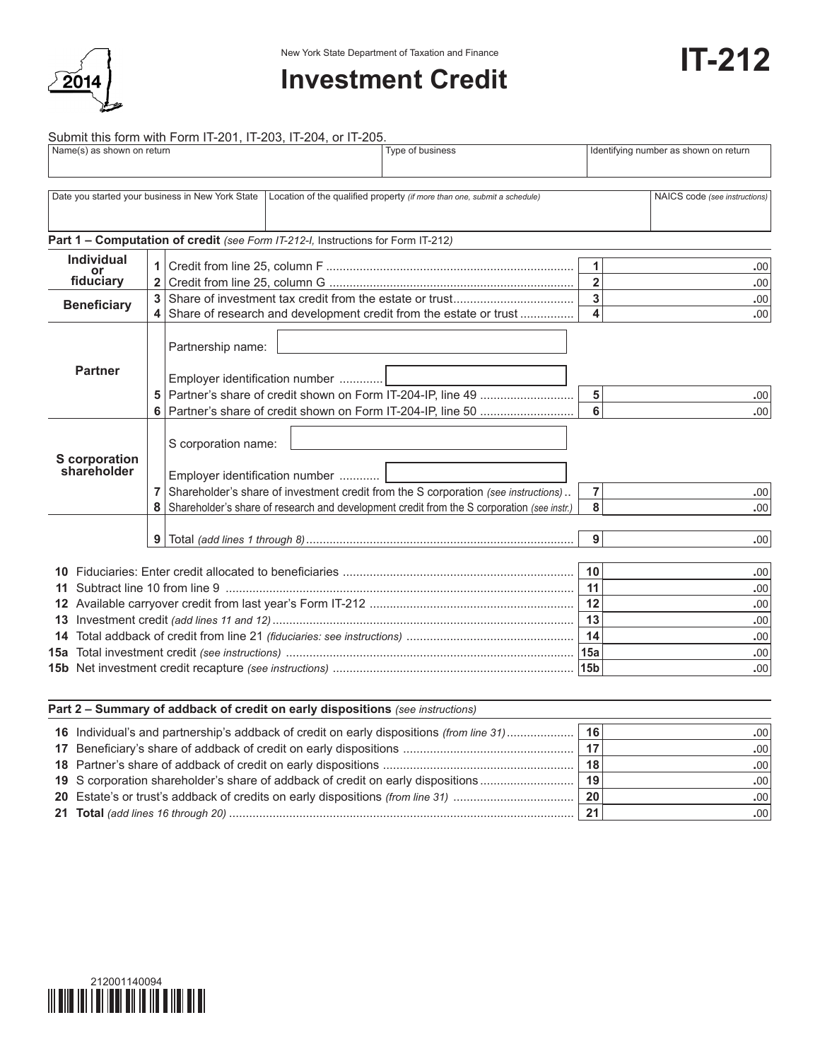New York State Department of Taxation and Finance

# Investment Credit

**IT-212**

2014

Submit this form with Form IT-201, IT-203, IT-204, or IT-205.

| Name(s) as shown on return | Type of business | Identifying number as shown on return |
|---|---|---|
| | | |

| Date you started your business in New York State | Location of the qualified property *(if more than one, submit a schedule)* | NAICS code *(see instructions)* |
|---|---|---|
| | | |

## Part 1 – Computation of credit *(see Form IT-212-I,* Instructions for Form IT-212*)*

| | | | | |
|---|---|---|---|---|
| **Individual or fiduciary** | 1 | Credit from line 25, column F | 1 | .00 |
| | 2 | Credit from line 25, column G | 2 | .00 |
| **Beneficiary** | 3 | Share of investment tax credit from the estate or trust | 3 | .00 |
| | 4 | Share of research and development credit from the estate or trust | 4 | .00 |
| **Partner** | | Partnership name: | | |
| | | Employer identification number | | |
| | 5 | Partner's share of credit shown on Form IT-204-IP, line 49 | 5 | .00 |
| | 6 | Partner's share of credit shown on Form IT-204-IP, line 50 | 6 | .00 |
| **S corporation shareholder** | | S corporation name: | | |
| | | Employer identification number | | |
| | 7 | Shareholder's share of investment credit from the S corporation *(see instructions)* | 7 | .00 |
| | 8 | Shareholder's share of research and development credit from the S corporation *(see instr.)* | 8 | .00 |
| | 9 | Total *(add lines 1 through 8)* | 9 | .00 |

| | | | |
|---|---|---|---|
| **10** | Fiduciaries: Enter credit allocated to beneficiaries | 10 | .00 |
| **11** | Subtract line 10 from line 9 | 11 | .00 |
| **12** | Available carryover credit from last year's Form IT-212 | 12 | .00 |
| **13** | Investment credit *(add lines 11 and 12)* | 13 | .00 |
| **14** | Total addback of credit from line 21 *(fiduciaries: see instructions)* | 14 | .00 |
| **15a** | Total investment credit *(see instructions)* | 15a | .00 |
| **15b** | Net investment credit recapture *(see instructions)* | 15b | .00 |

## Part 2 – Summary of addback of credit on early dispositions *(see instructions)*

| | | | |
|---|---|---|---|
| **16** | Individual's and partnership's addback of credit on early dispositions *(from line 31)* | 16 | .00 |
| **17** | Beneficiary's share of addback of credit on early dispositions | 17 | .00 |
| **18** | Partner's share of addback of credit on early dispositions | 18 | .00 |
| **19** | S corporation shareholder's share of addback of credit on early dispositions | 19 | .00 |
| **20** | Estate's or trust's addback of credits on early dispositions *(from line 31)* | 20 | .00 |
| **21** | **Total** *(add lines 16 through 20)* | 21 | .00 |

212001140094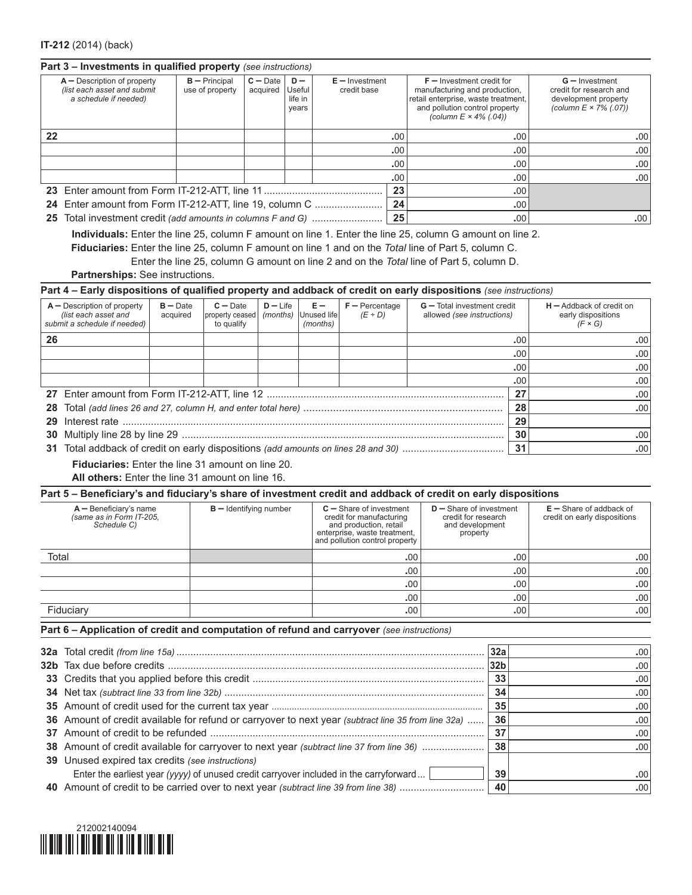IT-212 (2014) (back)

## Part 3 – Investments in qualified property *(see instructions)*

| A – Description of property *(list each asset and submit a schedule if needed)* | B – Principal use of property | C – Date acquired | D – Useful life in years | E – Investment credit base | F – Investment credit for manufacturing and production, retail enterprise, waste treatment, and pollution control property *(column E × 4% (.04))* | G – Investment credit for research and development property *(column E × 7% (.07))* |
|---|---|---|---|---|---|---|
| 22 | | | | .00 | .00 | .00 |
| | | | | .00 | .00 | .00 |
| | | | | .00 | .00 | .00 |
| | | | | .00 | .00 | .00 |
| 23 Enter amount from Form IT-212-ATT, line 11 | | | | 23 | .00 | |
| 24 Enter amount from Form IT-212-ATT, line 19, column C | | | | 24 | .00 | |
| 25 Total investment credit *(add amounts in columns F and G)* | | | | 25 | .00 | .00 |

**Individuals:** Enter the line 25, column F amount on line 1. Enter the line 25, column G amount on line 2.

**Fiduciaries:** Enter the line 25, column F amount on line 1 and on the *Total* line of Part 5, column C.
Enter the line 25, column G amount on line 2 and on the *Total* line of Part 5, column D.

**Partnerships:** See instructions.

## Part 4 – Early dispositions of qualified property and addback of credit on early dispositions *(see instructions)*

| A – Description of property *(list each asset and submit a schedule if needed)* | B – Date acquired | C – Date property ceased to qualify | D – Life *(months)* | E – Unused life *(months)* | F – Percentage *(E ÷ D)* | G – Total investment credit allowed *(see instructions)* | H – Addback of credit on early dispositions *(F × G)* |
|---|---|---|---|---|---|---|---|
| 26 | | | | | | .00 | .00 |
| | | | | | | .00 | .00 |
| | | | | | | .00 | .00 |
| | | | | | | .00 | .00 |

| | | |
|---|---|---|
| 27 Enter amount from Form IT-212-ATT, line 12 | 27 | .00 |
| 28 Total *(add lines 26 and 27, column H, and enter total here)* | 28 | .00 |
| 29 Interest rate | 29 | |
| 30 Multiply line 28 by line 29 | 30 | .00 |
| 31 Total addback of credit on early dispositions *(add amounts on lines 28 and 30)* | 31 | .00 |

**Fiduciaries:** Enter the line 31 amount on line 20.

**All others:** Enter the line 31 amount on line 16.

## Part 5 – Beneficiary's and fiduciary's share of investment credit and addback of credit on early dispositions

| A – Beneficiary's name *(same as in Form IT-205, Schedule C)* | B – Identifying number | C – Share of investment credit for manufacturing and production, retail enterprise, waste treatment, and pollution control property | D – Share of investment credit for research and development property | E – Share of addback of credit on early dispositions |
|---|---|---|---|---|
| Total | | .00 | .00 | .00 |
| | | .00 | .00 | .00 |
| | | .00 | .00 | .00 |
| | | .00 | .00 | .00 |
| Fiduciary | | .00 | .00 | .00 |

## Part 6 – Application of credit and computation of refund and carryover *(see instructions)*

| | | |
|---|---|---|
| 32a Total credit *(from line 15a)* | 32a | .00 |
| 32b Tax due before credits | 32b | .00 |
| 33 Credits that you applied before this credit | 33 | .00 |
| 34 Net tax *(subtract line 33 from line 32b)* | 34 | .00 |
| 35 Amount of credit used for the current tax year | 35 | .00 |
| 36 Amount of credit available for refund or carryover to next year *(subtract line 35 from line 32a)* | 36 | .00 |
| 37 Amount of credit to be refunded | 37 | .00 |
| 38 Amount of credit available for carryover to next year *(subtract line 37 from line 36)* | 38 | .00 |
| 39 Unused expired tax credits *(see instructions)* Enter the earliest year *(yyyy)* of unused credit carryover included in the carryforward | 39 | .00 |
| 40 Amount of credit to be carried over to next year *(subtract line 39 from line 38)* | 40 | .00 |

212002140094